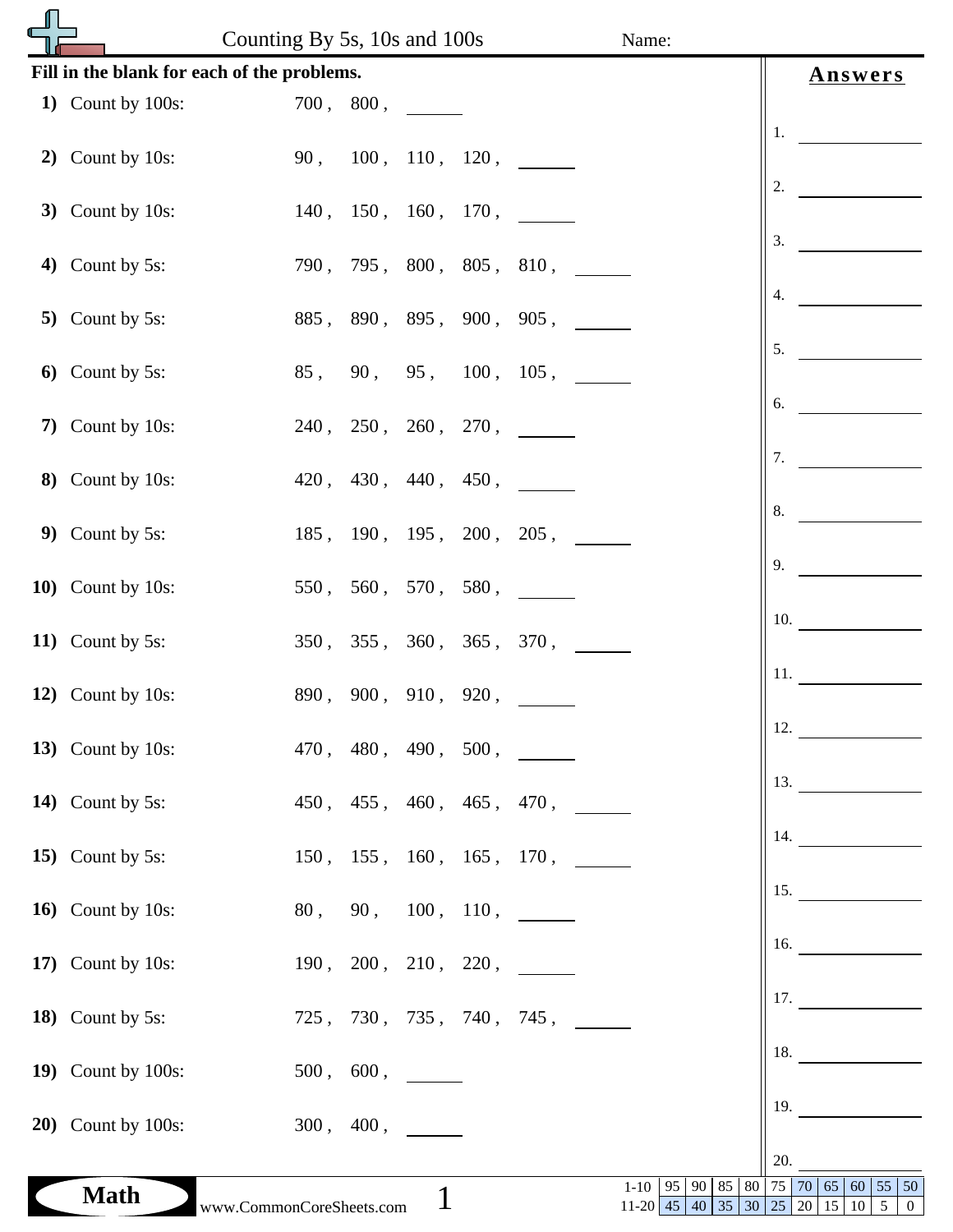# Counting By 5s, 10s and 100s

Name:

**Fill in the blank for each of the problems.**

**1)** Count by 100s: 700 , 800 , ______

**2)** Count by 10s: 90 , 100 , 110 , 120 , ______

**3)** Count by 10s: 140 , 150 , 160 , 170 , ______

**4)** Count by 5s: 790 , 795 , 800 , 805 , 810 , ______

**5)** Count by 5s: 885 , 890 , 895 , 900 , 905 , ______

**6)** Count by 5s: 85 , 90 , 95 , 100 , 105 , ______

**7)** Count by 10s: 240 , 250 , 260 , 270 , ______

**8)** Count by 10s: 420 , 430 , 440 , 450 , ______

**9)** Count by 5s: 185 , 190 , 195 , 200 , 205 , ______

**10)** Count by 10s: 550 , 560 , 570 , 580 , ______

**11)** Count by 5s: 350 , 355 , 360 , 365 , 370 , ______

**12)** Count by 10s: 890 , 900 , 910 , 920 , ______

**13)** Count by 10s: 470 , 480 , 490 , 500 , ______

**14)** Count by 5s: 450 , 455 , 460 , 465 , 470 , ______

**15)** Count by 5s: 150 , 155 , 160 , 165 , 170 , ______

**16)** Count by 10s: 80 , 90 , 100 , 110 , ______

**17)** Count by 10s: 190 , 200 , 210 , 220 , ______

**18)** Count by 5s: 725 , 730 , 735 , 740 , 745 , ______

**19)** Count by 100s: 500 , 600 , ______

**20)** Count by 100s: 300 , 400 , ______

## Answers

1. ______
2. ______
3. ______
4. ______
5. ______
6. ______
7. ______
8. ______
9. ______
10. ______
11. ______
12. ______
13. ______
14. ______
15. ______
16. ______
17. ______
18. ______
19. ______
20. ______

Math

www.CommonCoreSheets.com

| 1-10 | 95 | 90 | 85 | 80 | 75 | 70 | 65 | 60 | 55 | 50 |
|---|---|---|---|---|---|---|---|---|---|---|
| 11-20 | 45 | 40 | 35 | 30 | 25 | 20 | 15 | 10 | 5 | 0 |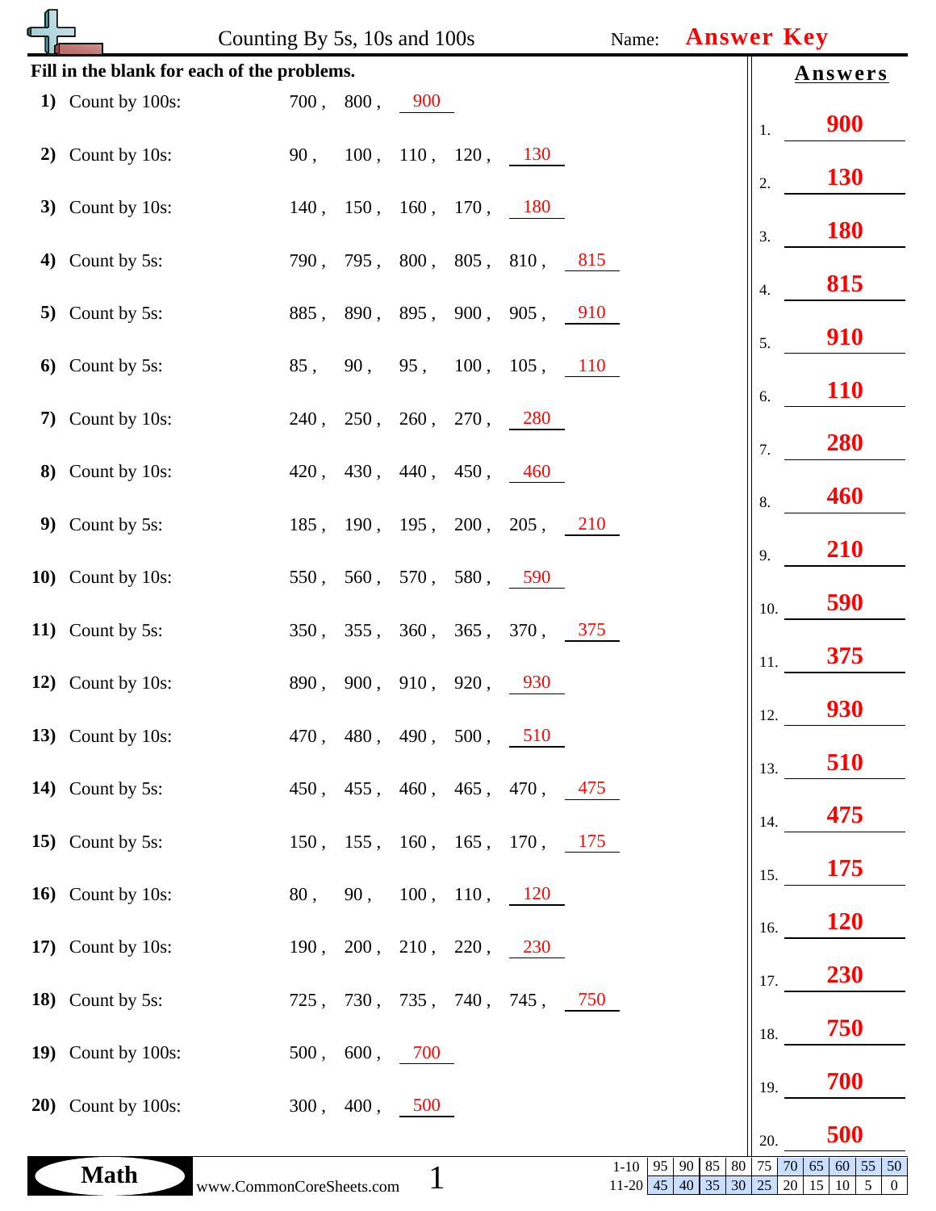# Counting By 5s, 10s and 100s

Name: **Answer Key**

**Fill in the blank for each of the problems.**

**1)** Count by 100s: 700 , 800 , 900

**2)** Count by 10s: 90 , 100 , 110 , 120 , 130

**3)** Count by 10s: 140 , 150 , 160 , 170 , 180

**4)** Count by 5s: 790 , 795 , 800 , 805 , 810 , 815

**5)** Count by 5s: 885 , 890 , 895 , 900 , 905 , 910

**6)** Count by 5s: 85 , 90 , 95 , 100 , 105 , 110

**7)** Count by 10s: 240 , 250 , 260 , 270 , 280

**8)** Count by 10s: 420 , 430 , 440 , 450 , 460

**9)** Count by 5s: 185 , 190 , 195 , 200 , 205 , 210

**10)** Count by 10s: 550 , 560 , 570 , 580 , 590

**11)** Count by 5s: 350 , 355 , 360 , 365 , 370 , 375

**12)** Count by 10s: 890 , 900 , 910 , 920 , 930

**13)** Count by 10s: 470 , 480 , 490 , 500 , 510

**14)** Count by 5s: 450 , 455 , 460 , 465 , 470 , 475

**15)** Count by 5s: 150 , 155 , 160 , 165 , 170 , 175

**16)** Count by 10s: 80 , 90 , 100 , 110 , 120

**17)** Count by 10s: 190 , 200 , 210 , 220 , 230

**18)** Count by 5s: 725 , 730 , 735 , 740 , 745 , 750

**19)** Count by 100s: 500 , 600 , 700

**20)** Count by 100s: 300 , 400 , 500

## Answers

1. **900**
2. **130**
3. **180**
4. **815**
5. **910**
6. **110**
7. **280**
8. **460**
9. **210**
10. **590**
11. **375**
12. **930**
13. **510**
14. **475**
15. **175**
16. **120**
17. **230**
18. **750**
19. **700**
20. **500**

Math

www.CommonCoreSheets.com

| | | | | | | | | | | |
|---|---|---|---|---|---|---|---|---|---|---|
| 1-10 | 95 | 90 | 85 | 80 | 75 | 70 | 65 | 60 | 55 | 50 |
| 11-20 | 45 | 40 | 35 | 30 | 25 | 20 | 15 | 10 | 5 | 0 |